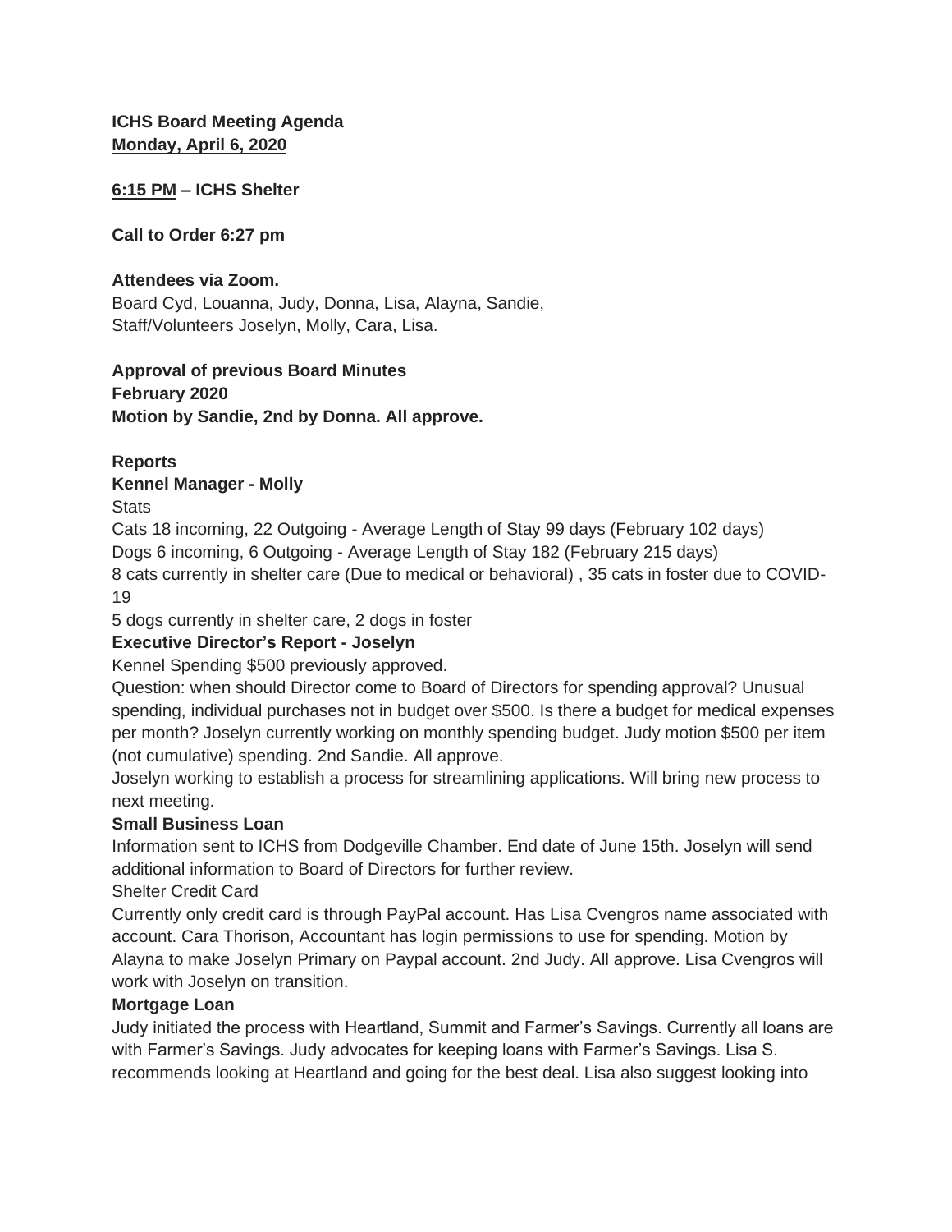**ICHS Board Meeting Agenda**
**Monday, April 6, 2020**

**6:15 PM – ICHS Shelter**

**Call to Order 6:27 pm**

**Attendees via Zoom.**
Board Cyd, Louanna, Judy, Donna, Lisa, Alayna, Sandie,
Staff/Volunteers Joselyn, Molly, Cara, Lisa.

**Approval of previous Board Minutes**
**February 2020**
**Motion by Sandie, 2nd by Donna. All approve.**

**Reports**
**Kennel Manager - Molly**
Stats
Cats 18 incoming, 22 Outgoing - Average Length of Stay 99 days (February 102 days)
Dogs 6 incoming, 6 Outgoing - Average Length of Stay 182 (February 215 days)
8 cats currently in shelter care (Due to medical or behavioral) , 35 cats in foster due to COVID-19
5 dogs currently in shelter care, 2 dogs in foster

**Executive Director's Report - Joselyn**
Kennel Spending $500 previously approved.
Question: when should Director come to Board of Directors for spending approval? Unusual spending, individual purchases not in budget over $500. Is there a budget for medical expenses per month? Joselyn currently working on monthly spending budget. Judy motion $500 per item (not cumulative) spending. 2nd Sandie. All approve.
Joselyn working to establish a process for streamlining applications. Will bring new process to next meeting.

**Small Business Loan**
Information sent to ICHS from Dodgeville Chamber. End date of June 15th. Joselyn will send additional information to Board of Directors for further review.

Shelter Credit Card
Currently only credit card is through PayPal account. Has Lisa Cvengros name associated with account. Cara Thorison, Accountant has login permissions to use for spending. Motion by Alayna to make Joselyn Primary on Paypal account. 2nd Judy. All approve. Lisa Cvengros will work with Joselyn on transition.

**Mortgage Loan**
Judy initiated the process with Heartland, Summit and Farmer's Savings. Currently all loans are with Farmer's Savings. Judy advocates for keeping loans with Farmer's Savings. Lisa S. recommends looking at Heartland and going for the best deal. Lisa also suggest looking into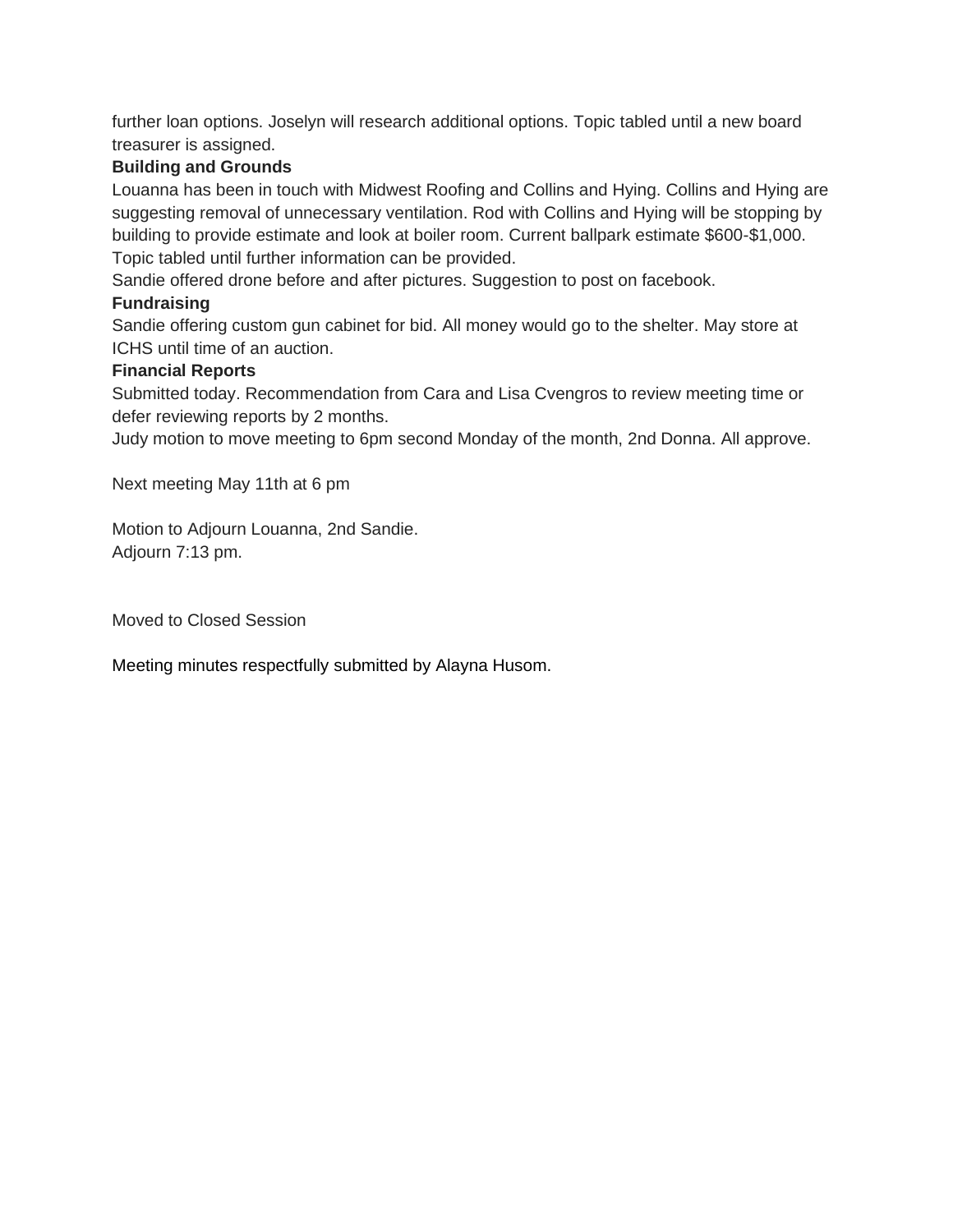further loan options. Joselyn will research additional options. Topic tabled until a new board treasurer is assigned.

**Building and Grounds**

Louanna has been in touch with Midwest Roofing and Collins and Hying. Collins and Hying are suggesting removal of unnecessary ventilation. Rod with Collins and Hying will be stopping by building to provide estimate and look at boiler room. Current ballpark estimate $600-$1,000. Topic tabled until further information can be provided.

Sandie offered drone before and after pictures. Suggestion to post on facebook.

**Fundraising**

Sandie offering custom gun cabinet for bid. All money would go to the shelter. May store at ICHS until time of an auction.

**Financial Reports**

Submitted today. Recommendation from Cara and Lisa Cvengros to review meeting time or defer reviewing reports by 2 months.

Judy motion to move meeting to 6pm second Monday of the month, 2nd Donna. All approve.

Next meeting May 11th at 6 pm

Motion to Adjourn Louanna, 2nd Sandie.
Adjourn 7:13 pm.

Moved to Closed Session

Meeting minutes respectfully submitted by Alayna Husom.